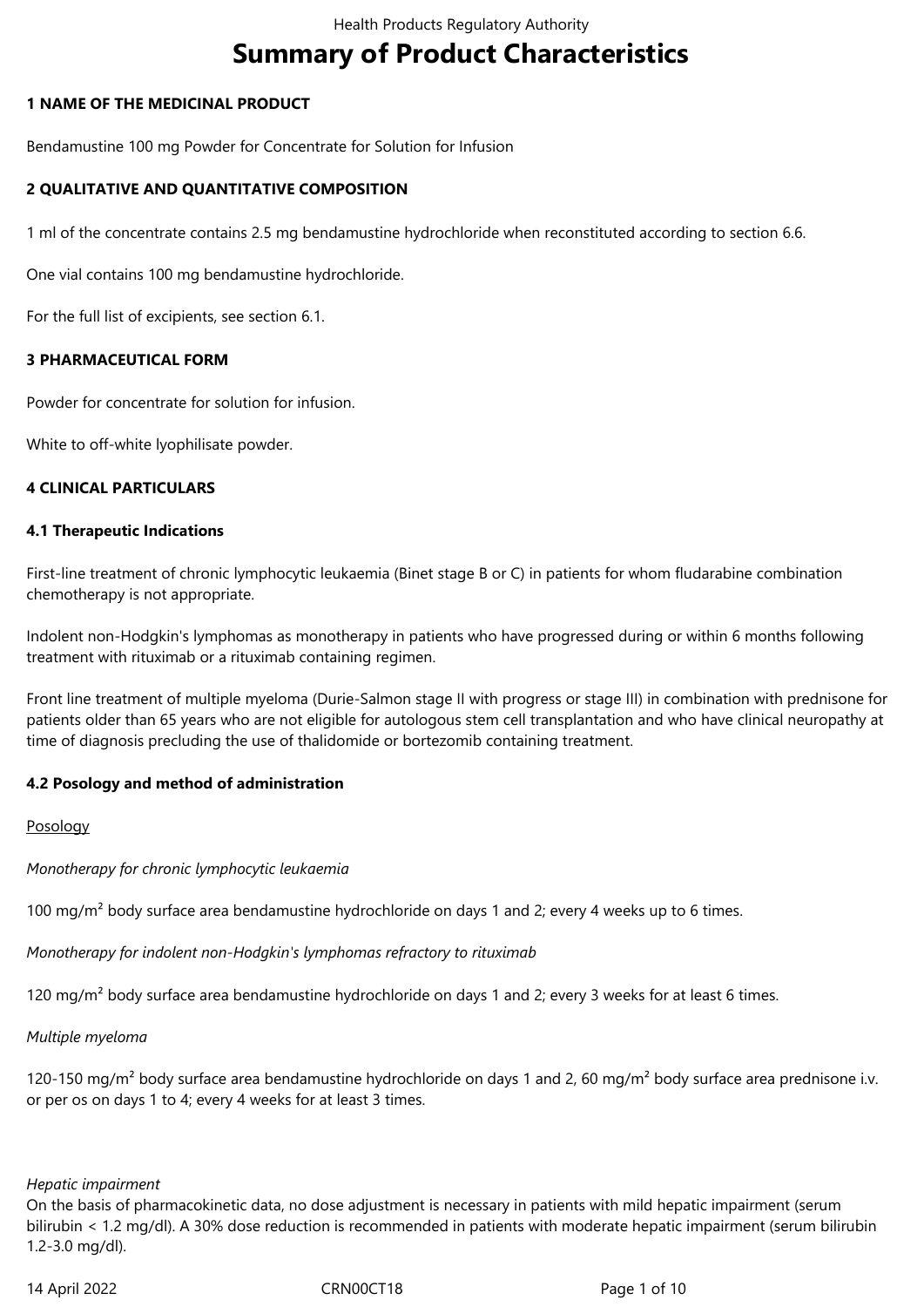# Summary of Product Characteristics

## 1 NAME OF THE MEDICINAL PRODUCT

Bendamustine 100 mg Powder for Concentrate for Solution for Infusion

## 2 QUALITATIVE AND QUANTITATIVE COMPOSITION

1 ml of the concentrate contains 2.5 mg bendamustine hydrochloride when reconstituted according to section 6.6.

One vial contains 100 mg bendamustine hydrochloride.

For the full list of excipients, see section 6.1.

## 3 PHARMACEUTICAL FORM

Powder for concentrate for solution for infusion.

White to off-white lyophilisate powder.

## 4 CLINICAL PARTICULARS

### 4.1 Therapeutic Indications

First-line treatment of chronic lymphocytic leukaemia (Binet stage B or C) in patients for whom fludarabine combination chemotherapy is not appropriate.

Indolent non-Hodgkin's lymphomas as monotherapy in patients who have progressed during or within 6 months following treatment with rituximab or a rituximab containing regimen.

Front line treatment of multiple myeloma (Durie-Salmon stage II with progress or stage III) in combination with prednisone for patients older than 65 years who are not eligible for autologous stem cell transplantation and who have clinical neuropathy at time of diagnosis precluding the use of thalidomide or bortezomib containing treatment.

### 4.2 Posology and method of administration

Posology

*Monotherapy for chronic lymphocytic leukaemia*

100 mg/m² body surface area bendamustine hydrochloride on days 1 and 2; every 4 weeks up to 6 times.

*Monotherapy for indolent non-Hodgkin's lymphomas refractory to rituximab*

120 mg/m² body surface area bendamustine hydrochloride on days 1 and 2; every 3 weeks for at least 6 times.

*Multiple myeloma*

120-150 mg/m² body surface area bendamustine hydrochloride on days 1 and 2, 60 mg/m² body surface area prednisone i.v. or per os on days 1 to 4; every 4 weeks for at least 3 times.

*Hepatic impairment*

On the basis of pharmacokinetic data, no dose adjustment is necessary in patients with mild hepatic impairment (serum bilirubin < 1.2 mg/dl). A 30% dose reduction is recommended in patients with moderate hepatic impairment (serum bilirubin 1.2-3.0 mg/dl).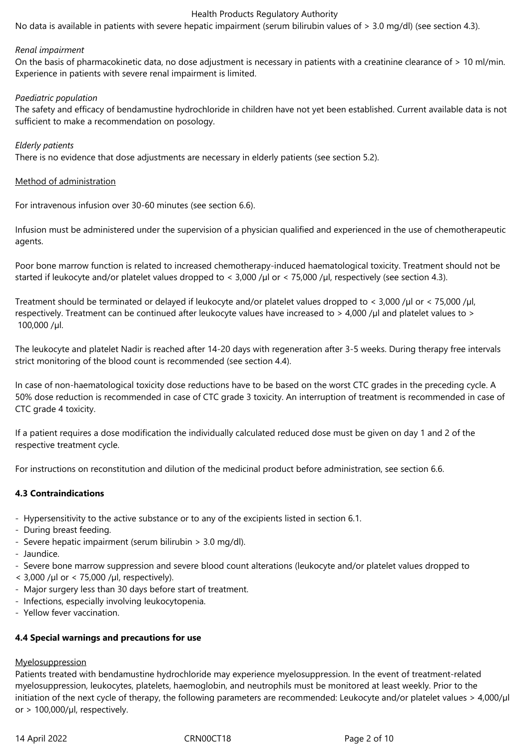No data is available in patients with severe hepatic impairment (serum bilirubin values of > 3.0 mg/dl) (see section 4.3).

*Renal impairment*

On the basis of pharmacokinetic data, no dose adjustment is necessary in patients with a creatinine clearance of > 10 ml/min. Experience in patients with severe renal impairment is limited.

*Paediatric population*

The safety and efficacy of bendamustine hydrochloride in children have not yet been established. Current available data is not sufficient to make a recommendation on posology.

*Elderly patients*

There is no evidence that dose adjustments are necessary in elderly patients (see section 5.2).

Method of administration

For intravenous infusion over 30-60 minutes (see section 6.6).

Infusion must be administered under the supervision of a physician qualified and experienced in the use of chemotherapeutic agents.

Poor bone marrow function is related to increased chemotherapy-induced haematological toxicity. Treatment should not be started if leukocyte and/or platelet values dropped to < 3,000 /µl or < 75,000 /µl, respectively (see section 4.3).

Treatment should be terminated or delayed if leukocyte and/or platelet values dropped to < 3,000 /µl or < 75,000 /µl, respectively. Treatment can be continued after leukocyte values have increased to > 4,000 /µl and platelet values to > 100,000 /µl.

The leukocyte and platelet Nadir is reached after 14-20 days with regeneration after 3-5 weeks. During therapy free intervals strict monitoring of the blood count is recommended (see section 4.4).

In case of non-haematological toxicity dose reductions have to be based on the worst CTC grades in the preceding cycle. A 50% dose reduction is recommended in case of CTC grade 3 toxicity. An interruption of treatment is recommended in case of CTC grade 4 toxicity.

If a patient requires a dose modification the individually calculated reduced dose must be given on day 1 and 2 of the respective treatment cycle.

For instructions on reconstitution and dilution of the medicinal product before administration, see section 6.6.

**4.3 Contraindications**

- Hypersensitivity to the active substance or to any of the excipients listed in section 6.1.
- During breast feeding.
- Severe hepatic impairment (serum bilirubin > 3.0 mg/dl).
- Jaundice.
- Severe bone marrow suppression and severe blood count alterations (leukocyte and/or platelet values dropped to < 3,000 /µl or < 75,000 /µl, respectively).
- Major surgery less than 30 days before start of treatment.
- Infections, especially involving leukocytopenia.
- Yellow fever vaccination.

**4.4 Special warnings and precautions for use**

Myelosuppression

Patients treated with bendamustine hydrochloride may experience myelosuppression. In the event of treatment-related myelosuppression, leukocytes, platelets, haemoglobin, and neutrophils must be monitored at least weekly. Prior to the initiation of the next cycle of therapy, the following parameters are recommended: Leukocyte and/or platelet values > 4,000/µl or > 100,000/µl, respectively.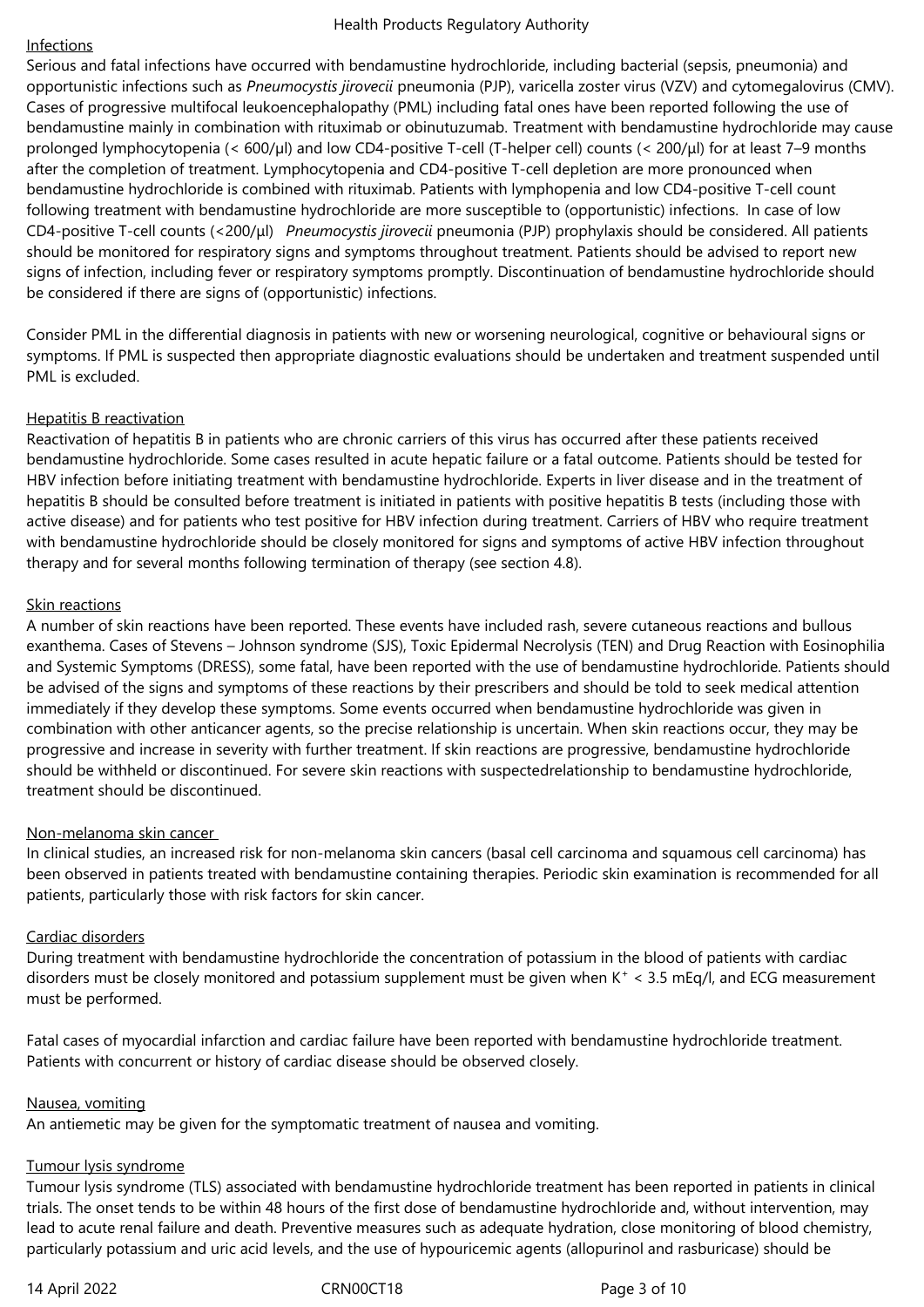Infections

Serious and fatal infections have occurred with bendamustine hydrochloride, including bacterial (sepsis, pneumonia) and opportunistic infections such as *Pneumocystis jirovecii* pneumonia (PJP), varicella zoster virus (VZV) and cytomegalovirus (CMV). Cases of progressive multifocal leukoencephalopathy (PML) including fatal ones have been reported following the use of bendamustine mainly in combination with rituximab or obinutuzumab. Treatment with bendamustine hydrochloride may cause prolonged lymphocytopenia (< 600/µl) and low CD4-positive T-cell (T-helper cell) counts (< 200/µl) for at least 7–9 months after the completion of treatment. Lymphocytopenia and CD4-positive T-cell depletion are more pronounced when bendamustine hydrochloride is combined with rituximab. Patients with lymphopenia and low CD4-positive T-cell count following treatment with bendamustine hydrochloride are more susceptible to (opportunistic) infections. In case of low CD4-positive T-cell counts (<200/µl) *Pneumocystis jirovecii* pneumonia (PJP) prophylaxis should be considered. All patients should be monitored for respiratory signs and symptoms throughout treatment. Patients should be advised to report new signs of infection, including fever or respiratory symptoms promptly. Discontinuation of bendamustine hydrochloride should be considered if there are signs of (opportunistic) infections.

Consider PML in the differential diagnosis in patients with new or worsening neurological, cognitive or behavioural signs or symptoms. If PML is suspected then appropriate diagnostic evaluations should be undertaken and treatment suspended until PML is excluded.

Hepatitis B reactivation

Reactivation of hepatitis B in patients who are chronic carriers of this virus has occurred after these patients received bendamustine hydrochloride. Some cases resulted in acute hepatic failure or a fatal outcome. Patients should be tested for HBV infection before initiating treatment with bendamustine hydrochloride. Experts in liver disease and in the treatment of hepatitis B should be consulted before treatment is initiated in patients with positive hepatitis B tests (including those with active disease) and for patients who test positive for HBV infection during treatment. Carriers of HBV who require treatment with bendamustine hydrochloride should be closely monitored for signs and symptoms of active HBV infection throughout therapy and for several months following termination of therapy (see section 4.8).

Skin reactions

A number of skin reactions have been reported. These events have included rash, severe cutaneous reactions and bullous exanthema. Cases of Stevens – Johnson syndrome (SJS), Toxic Epidermal Necrolysis (TEN) and Drug Reaction with Eosinophilia and Systemic Symptoms (DRESS), some fatal, have been reported with the use of bendamustine hydrochloride. Patients should be advised of the signs and symptoms of these reactions by their prescribers and should be told to seek medical attention immediately if they develop these symptoms. Some events occurred when bendamustine hydrochloride was given in combination with other anticancer agents, so the precise relationship is uncertain. When skin reactions occur, they may be progressive and increase in severity with further treatment. If skin reactions are progressive, bendamustine hydrochloride should be withheld or discontinued. For severe skin reactions with suspectedrelationship to bendamustine hydrochloride, treatment should be discontinued.

Non-melanoma skin cancer

In clinical studies, an increased risk for non-melanoma skin cancers (basal cell carcinoma and squamous cell carcinoma) has been observed in patients treated with bendamustine containing therapies. Periodic skin examination is recommended for all patients, particularly those with risk factors for skin cancer.

Cardiac disorders

During treatment with bendamustine hydrochloride the concentration of potassium in the blood of patients with cardiac disorders must be closely monitored and potassium supplement must be given when $K^+$ < 3.5 mEq/l, and ECG measurement must be performed.

Fatal cases of myocardial infarction and cardiac failure have been reported with bendamustine hydrochloride treatment. Patients with concurrent or history of cardiac disease should be observed closely.

Nausea, vomiting

An antiemetic may be given for the symptomatic treatment of nausea and vomiting.

Tumour lysis syndrome

Tumour lysis syndrome (TLS) associated with bendamustine hydrochloride treatment has been reported in patients in clinical trials. The onset tends to be within 48 hours of the first dose of bendamustine hydrochloride and, without intervention, may lead to acute renal failure and death. Preventive measures such as adequate hydration, close monitoring of blood chemistry, particularly potassium and uric acid levels, and the use of hypouricemic agents (allopurinol and rasburicase) should be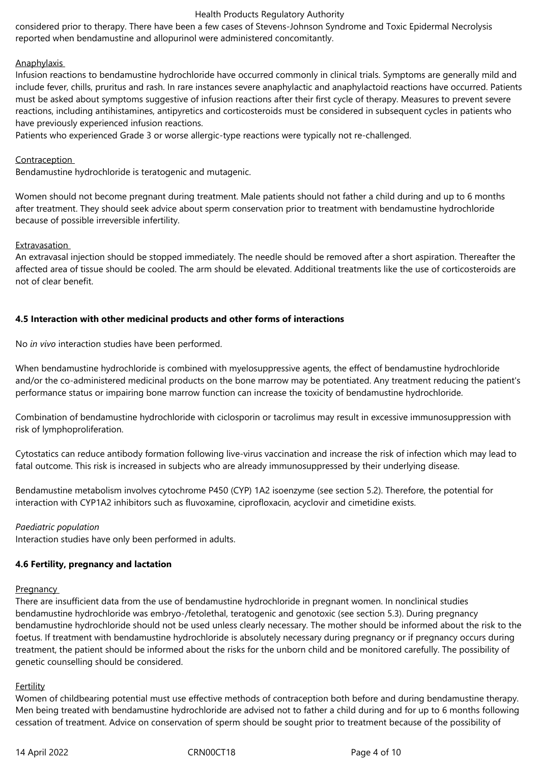considered prior to therapy. There have been a few cases of Stevens-Johnson Syndrome and Toxic Epidermal Necrolysis reported when bendamustine and allopurinol were administered concomitantly.

Anaphylaxis

Infusion reactions to bendamustine hydrochloride have occurred commonly in clinical trials. Symptoms are generally mild and include fever, chills, pruritus and rash. In rare instances severe anaphylactic and anaphylactoid reactions have occurred. Patients must be asked about symptoms suggestive of infusion reactions after their first cycle of therapy. Measures to prevent severe reactions, including antihistamines, antipyretics and corticosteroids must be considered in subsequent cycles in patients who have previously experienced infusion reactions.
Patients who experienced Grade 3 or worse allergic-type reactions were typically not re-challenged.

Contraception

Bendamustine hydrochloride is teratogenic and mutagenic.

Women should not become pregnant during treatment. Male patients should not father a child during and up to 6 months after treatment. They should seek advice about sperm conservation prior to treatment with bendamustine hydrochloride because of possible irreversible infertility.

Extravasation

An extravasal injection should be stopped immediately. The needle should be removed after a short aspiration. Thereafter the affected area of tissue should be cooled. The arm should be elevated. Additional treatments like the use of corticosteroids are not of clear benefit.

**4.5 Interaction with other medicinal products and other forms of interactions**

No *in vivo* interaction studies have been performed.

When bendamustine hydrochloride is combined with myelosuppressive agents, the effect of bendamustine hydrochloride and/or the co-administered medicinal products on the bone marrow may be potentiated. Any treatment reducing the patient's performance status or impairing bone marrow function can increase the toxicity of bendamustine hydrochloride.

Combination of bendamustine hydrochloride with ciclosporin or tacrolimus may result in excessive immunosuppression with risk of lymphoproliferation.

Cytostatics can reduce antibody formation following live-virus vaccination and increase the risk of infection which may lead to fatal outcome. This risk is increased in subjects who are already immunosuppressed by their underlying disease.

Bendamustine metabolism involves cytochrome P450 (CYP) 1A2 isoenzyme (see section 5.2). Therefore, the potential for interaction with CYP1A2 inhibitors such as fluvoxamine, ciprofloxacin, acyclovir and cimetidine exists.

*Paediatric population*
Interaction studies have only been performed in adults.

**4.6 Fertility, pregnancy and lactation**

Pregnancy

There are insufficient data from the use of bendamustine hydrochloride in pregnant women. In nonclinical studies bendamustine hydrochloride was embryo-/fetolethal, teratogenic and genotoxic (see section 5.3). During pregnancy bendamustine hydrochloride should not be used unless clearly necessary. The mother should be informed about the risk to the foetus. If treatment with bendamustine hydrochloride is absolutely necessary during pregnancy or if pregnancy occurs during treatment, the patient should be informed about the risks for the unborn child and be monitored carefully. The possibility of genetic counselling should be considered.

Fertility

Women of childbearing potential must use effective methods of contraception both before and during bendamustine therapy. Men being treated with bendamustine hydrochloride are advised not to father a child during and for up to 6 months following cessation of treatment. Advice on conservation of sperm should be sought prior to treatment because of the possibility of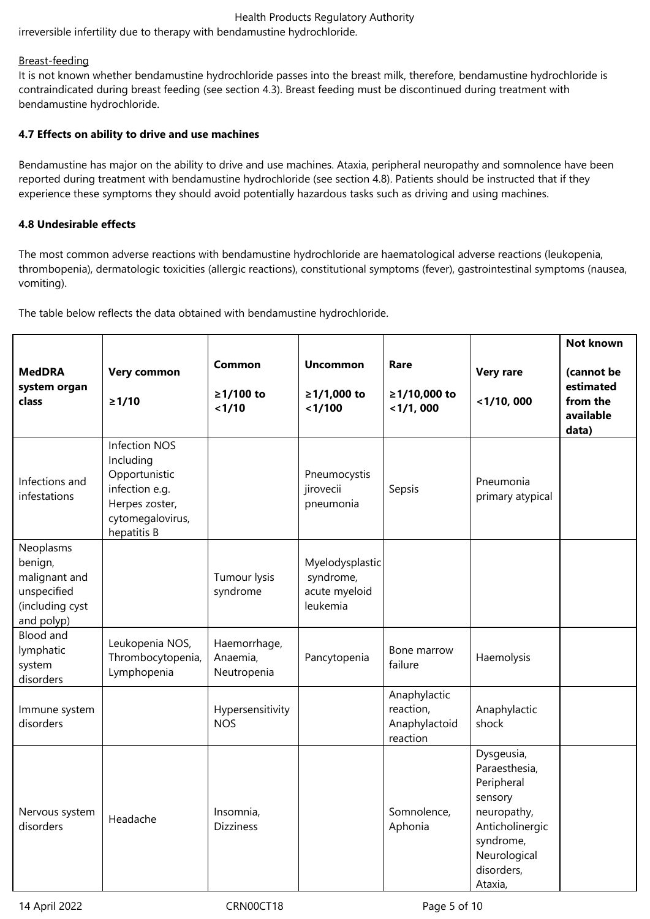irreversible infertility due to therapy with bendamustine hydrochloride.

Breast-feeding

It is not known whether bendamustine hydrochloride passes into the breast milk, therefore, bendamustine hydrochloride is contraindicated during breast feeding (see section 4.3). Breast feeding must be discontinued during treatment with bendamustine hydrochloride.

**4.7 Effects on ability to drive and use machines**

Bendamustine has major on the ability to drive and use machines. Ataxia, peripheral neuropathy and somnolence have been reported during treatment with bendamustine hydrochloride (see section 4.8). Patients should be instructed that if they experience these symptoms they should avoid potentially hazardous tasks such as driving and using machines.

**4.8 Undesirable effects**

The most common adverse reactions with bendamustine hydrochloride are haematological adverse reactions (leukopenia, thrombopenia), dermatologic toxicities (allergic reactions), constitutional symptoms (fever), gastrointestinal symptoms (nausea, vomiting).

The table below reflects the data obtained with bendamustine hydrochloride.

| MedDRA system organ class | Very common ≥1/10 | Common ≥1/100 to <1/10 | Uncommon ≥1/1,000 to <1/100 | Rare ≥1/10,000 to <1/1, 000 | Very rare <1/10, 000 | Not known (cannot be estimated from the available data) |
|---|---|---|---|---|---|---|
| Infections and infestations | Infection NOS Including Opportunistic infection e.g. Herpes zoster, cytomegalovirus, hepatitis B | | Pneumocystis jirovecii pneumonia | Sepsis | Pneumonia primary atypical | |
| Neoplasms benign, malignant and unspecified (including cyst and polyp) | | Tumour lysis syndrome | Myelodysplastic syndrome, acute myeloid leukemia | | | |
| Blood and lymphatic system disorders | Leukopenia NOS, Thrombocytopenia, Lymphopenia | Haemorrhage, Anaemia, Neutropenia | Pancytopenia | Bone marrow failure | Haemolysis | |
| Immune system disorders | | Hypersensitivity NOS | | Anaphylactic reaction, Anaphylactoid reaction | Anaphylactic shock | |
| Nervous system disorders | Headache | Insomnia, Dizziness | | Somnolence, Aphonia | Dysgeusia, Paraesthesia, Peripheral sensory neuropathy, Anticholinergic syndrome, Neurological disorders, Ataxia, | |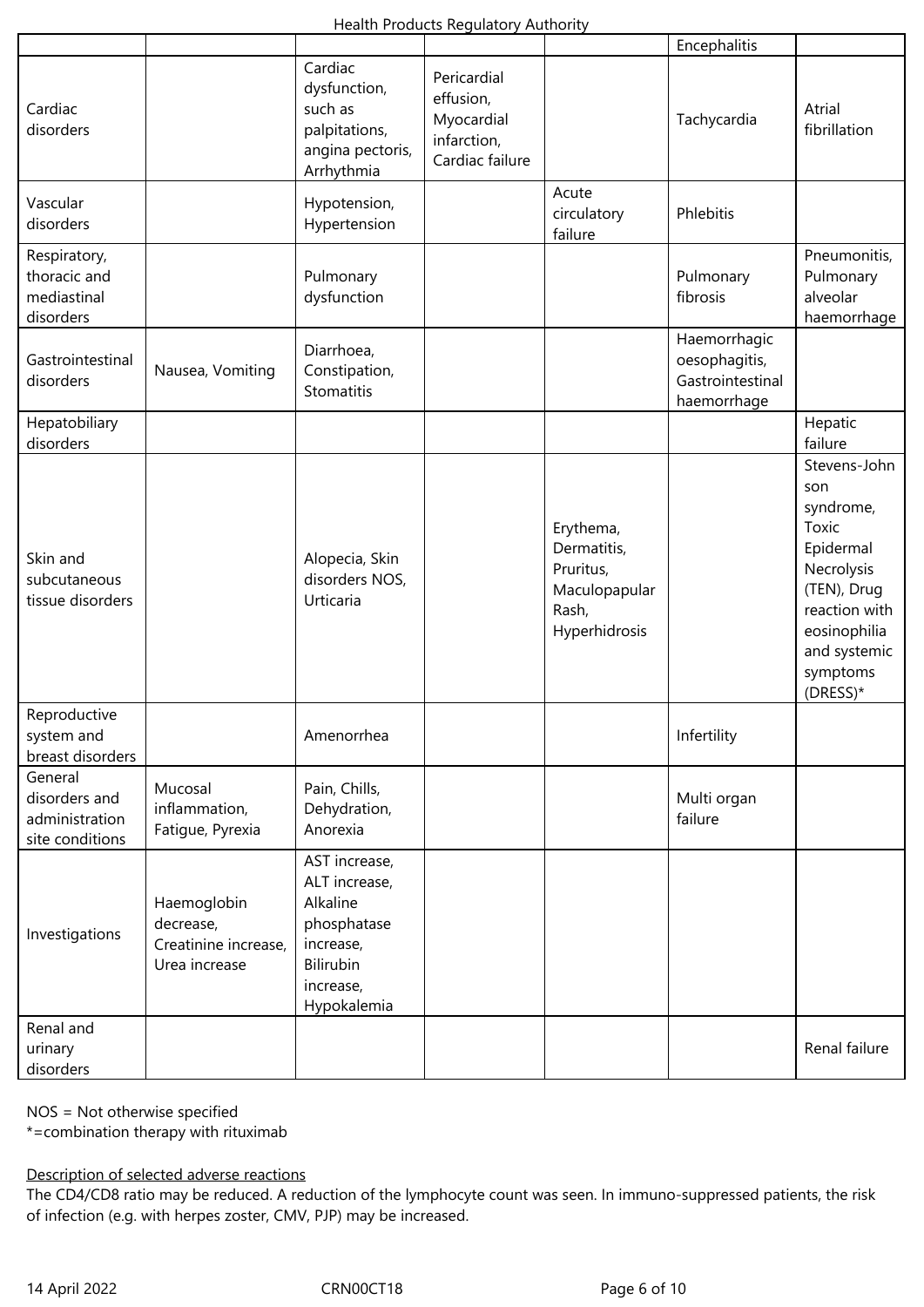| | | | | | | |
|---|---|---|---|---|---|---|
| | | | | | Encephalitis | |
| Cardiac disorders | | Cardiac dysfunction, such as palpitations, angina pectoris, Arrhythmia | Pericardial effusion, Myocardial infarction, Cardiac failure | | Tachycardia | Atrial fibrillation |
| Vascular disorders | | Hypotension, Hypertension | | Acute circulatory failure | Phlebitis | |
| Respiratory, thoracic and mediastinal disorders | | Pulmonary dysfunction | | | Pulmonary fibrosis | Pneumonitis, Pulmonary alveolar haemorrhage |
| Gastrointestinal disorders | Nausea, Vomiting | Diarrhoea, Constipation, Stomatitis | | | Haemorrhagic oesophagitis, Gastrointestinal haemorrhage | |
| Hepatobiliary disorders | | | | | | Hepatic failure |
| Skin and subcutaneous tissue disorders | | Alopecia, Skin disorders NOS, Urticaria | | Erythema, Dermatitis, Pruritus, Maculopapular Rash, Hyperhidrosis | | Stevens-Johnson syndrome, Toxic Epidermal Necrolysis (TEN), Drug reaction with eosinophilia and systemic symptoms (DRESS)* |
| Reproductive system and breast disorders | | Amenorrhea | | | Infertility | |
| General disorders and administration site conditions | Mucosal inflammation, Fatigue, Pyrexia | Pain, Chills, Dehydration, Anorexia | | | Multi organ failure | |
| Investigations | Haemoglobin decrease, Creatinine increase, Urea increase | AST increase, ALT increase, Alkaline phosphatase increase, Bilirubin increase, Hypokalemia | | | | |
| Renal and urinary disorders | | | | | | Renal failure |

NOS = Not otherwise specified
*=combination therapy with rituximab

Description of selected adverse reactions
The CD4/CD8 ratio may be reduced. A reduction of the lymphocyte count was seen. In immuno-suppressed patients, the risk of infection (e.g. with herpes zoster, CMV, PJP) may be increased.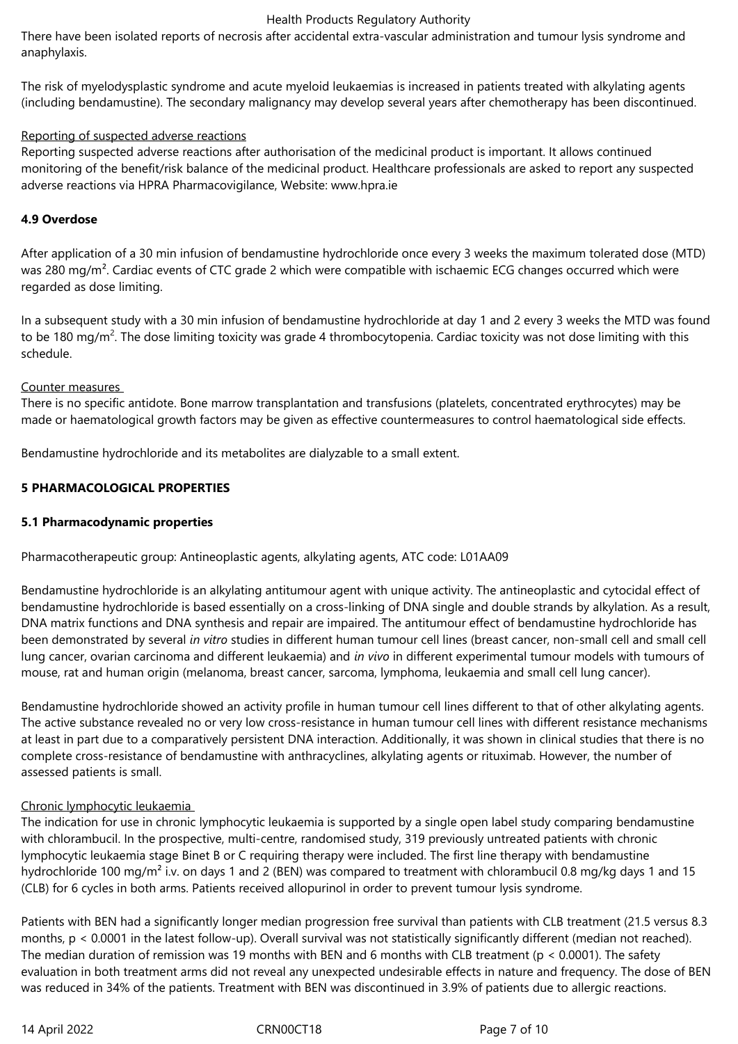There have been isolated reports of necrosis after accidental extra-vascular administration and tumour lysis syndrome and anaphylaxis.

The risk of myelodysplastic syndrome and acute myeloid leukaemias is increased in patients treated with alkylating agents (including bendamustine). The secondary malignancy may develop several years after chemotherapy has been discontinued.

Reporting of suspected adverse reactions
Reporting suspected adverse reactions after authorisation of the medicinal product is important. It allows continued monitoring of the benefit/risk balance of the medicinal product. Healthcare professionals are asked to report any suspected adverse reactions via HPRA Pharmacovigilance, Website: www.hpra.ie

### 4.9 Overdose

After application of a 30 min infusion of bendamustine hydrochloride once every 3 weeks the maximum tolerated dose (MTD) was 280 mg/m². Cardiac events of CTC grade 2 which were compatible with ischaemic ECG changes occurred which were regarded as dose limiting.

In a subsequent study with a 30 min infusion of bendamustine hydrochloride at day 1 and 2 every 3 weeks the MTD was found to be 180 mg/m². The dose limiting toxicity was grade 4 thrombocytopenia. Cardiac toxicity was not dose limiting with this schedule.

Counter measures
There is no specific antidote. Bone marrow transplantation and transfusions (platelets, concentrated erythrocytes) may be made or haematological growth factors may be given as effective countermeasures to control haematological side effects.

Bendamustine hydrochloride and its metabolites are dialyzable to a small extent.

## 5 PHARMACOLOGICAL PROPERTIES

### 5.1 Pharmacodynamic properties

Pharmacotherapeutic group: Antineoplastic agents, alkylating agents, ATC code: L01AA09

Bendamustine hydrochloride is an alkylating antitumour agent with unique activity. The antineoplastic and cytocidal effect of bendamustine hydrochloride is based essentially on a cross-linking of DNA single and double strands by alkylation. As a result, DNA matrix functions and DNA synthesis and repair are impaired. The antitumour effect of bendamustine hydrochloride has been demonstrated by several *in vitro* studies in different human tumour cell lines (breast cancer, non-small cell and small cell lung cancer, ovarian carcinoma and different leukaemia) and *in vivo* in different experimental tumour models with tumours of mouse, rat and human origin (melanoma, breast cancer, sarcoma, lymphoma, leukaemia and small cell lung cancer).

Bendamustine hydrochloride showed an activity profile in human tumour cell lines different to that of other alkylating agents. The active substance revealed no or very low cross-resistance in human tumour cell lines with different resistance mechanisms at least in part due to a comparatively persistent DNA interaction. Additionally, it was shown in clinical studies that there is no complete cross-resistance of bendamustine with anthracyclines, alkylating agents or rituximab. However, the number of assessed patients is small.

Chronic lymphocytic leukaemia
The indication for use in chronic lymphocytic leukaemia is supported by a single open label study comparing bendamustine with chlorambucil. In the prospective, multi-centre, randomised study, 319 previously untreated patients with chronic lymphocytic leukaemia stage Binet B or C requiring therapy were included. The first line therapy with bendamustine hydrochloride 100 mg/m² i.v. on days 1 and 2 (BEN) was compared to treatment with chlorambucil 0.8 mg/kg days 1 and 15 (CLB) for 6 cycles in both arms. Patients received allopurinol in order to prevent tumour lysis syndrome.

Patients with BEN had a significantly longer median progression free survival than patients with CLB treatment (21.5 versus 8.3 months, $p < 0.0001$ in the latest follow-up). Overall survival was not statistically significantly different (median not reached). The median duration of remission was 19 months with BEN and 6 months with CLB treatment ($p < 0.0001$). The safety evaluation in both treatment arms did not reveal any unexpected undesirable effects in nature and frequency. The dose of BEN was reduced in 34% of the patients. Treatment with BEN was discontinued in 3.9% of patients due to allergic reactions.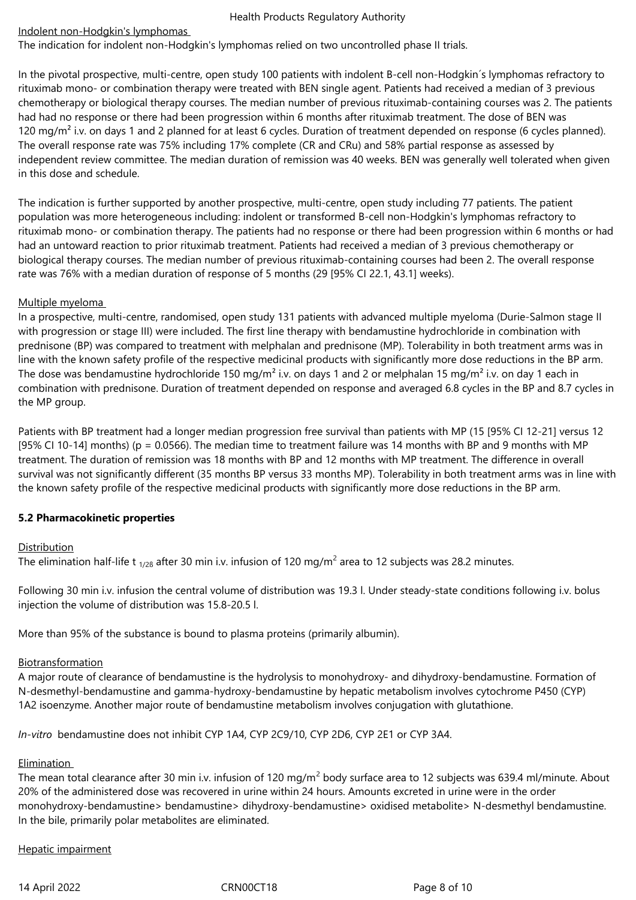Indolent non-Hodgkin's lymphomas

The indication for indolent non-Hodgkin's lymphomas relied on two uncontrolled phase II trials.

In the pivotal prospective, multi-centre, open study 100 patients with indolent B-cell non-Hodgkin´s lymphomas refractory to rituximab mono- or combination therapy were treated with BEN single agent. Patients had received a median of 3 previous chemotherapy or biological therapy courses. The median number of previous rituximab-containing courses was 2. The patients had had no response or there had been progression within 6 months after rituximab treatment. The dose of BEN was 120 mg/m² i.v. on days 1 and 2 planned for at least 6 cycles. Duration of treatment depended on response (6 cycles planned). The overall response rate was 75% including 17% complete (CR and CRu) and 58% partial response as assessed by independent review committee. The median duration of remission was 40 weeks. BEN was generally well tolerated when given in this dose and schedule.

The indication is further supported by another prospective, multi-centre, open study including 77 patients. The patient population was more heterogeneous including: indolent or transformed B-cell non-Hodgkin's lymphomas refractory to rituximab mono- or combination therapy. The patients had no response or there had been progression within 6 months or had had an untoward reaction to prior rituximab treatment. Patients had received a median of 3 previous chemotherapy or biological therapy courses. The median number of previous rituximab-containing courses had been 2. The overall response rate was 76% with a median duration of response of 5 months (29 [95% CI 22.1, 43.1] weeks).

Multiple myeloma

In a prospective, multi-centre, randomised, open study 131 patients with advanced multiple myeloma (Durie-Salmon stage II with progression or stage III) were included. The first line therapy with bendamustine hydrochloride in combination with prednisone (BP) was compared to treatment with melphalan and prednisone (MP). Tolerability in both treatment arms was in line with the known safety profile of the respective medicinal products with significantly more dose reductions in the BP arm. The dose was bendamustine hydrochloride 150 mg/m² i.v. on days 1 and 2 or melphalan 15 mg/m² i.v. on day 1 each in combination with prednisone. Duration of treatment depended on response and averaged 6.8 cycles in the BP and 8.7 cycles in the MP group.

Patients with BP treatment had a longer median progression free survival than patients with MP (15 [95% CI 12-21] versus 12 [95% CI 10-14] months) ($p = 0.0566$). The median time to treatment failure was 14 months with BP and 9 months with MP treatment. The duration of remission was 18 months with BP and 12 months with MP treatment. The difference in overall survival was not significantly different (35 months BP versus 33 months MP). Tolerability in both treatment arms was in line with the known safety profile of the respective medicinal products with significantly more dose reductions in the BP arm.

**5.2 Pharmacokinetic properties**

Distribution

The elimination half-life $t_{1/2\beta}$ after 30 min i.v. infusion of 120 mg/m$^2$ area to 12 subjects was 28.2 minutes.

Following 30 min i.v. infusion the central volume of distribution was 19.3 l. Under steady-state conditions following i.v. bolus injection the volume of distribution was 15.8-20.5 l.

More than 95% of the substance is bound to plasma proteins (primarily albumin).

Biotransformation

A major route of clearance of bendamustine is the hydrolysis to monohydroxy- and dihydroxy-bendamustine. Formation of N-desmethyl-bendamustine and gamma-hydroxy-bendamustine by hepatic metabolism involves cytochrome P450 (CYP) 1A2 isoenzyme. Another major route of bendamustine metabolism involves conjugation with glutathione.

*In-vitro* bendamustine does not inhibit CYP 1A4, CYP 2C9/10, CYP 2D6, CYP 2E1 or CYP 3A4.

Elimination

The mean total clearance after 30 min i.v. infusion of 120 mg/m$^2$ body surface area to 12 subjects was 639.4 ml/minute. About 20% of the administered dose was recovered in urine within 24 hours. Amounts excreted in urine were in the order monohydroxy-bendamustine> bendamustine> dihydroxy-bendamustine> oxidised metabolite> N-desmethyl bendamustine. In the bile, primarily polar metabolites are eliminated.

Hepatic impairment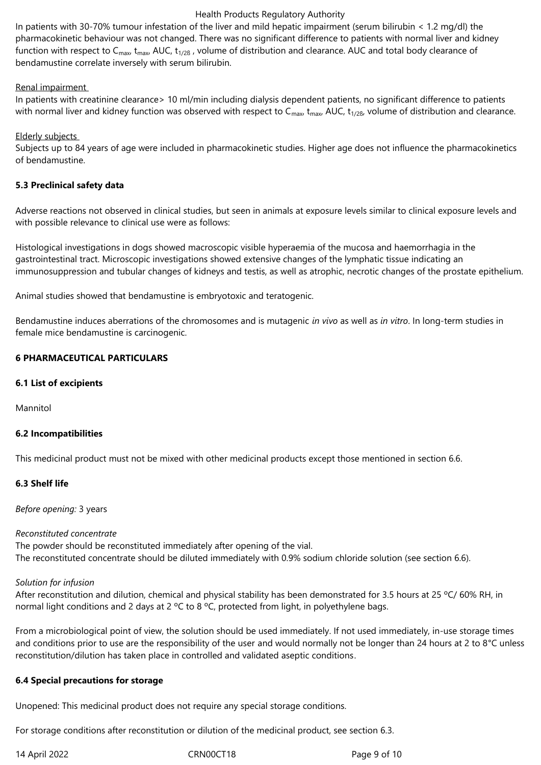In patients with 30-70% tumour infestation of the liver and mild hepatic impairment (serum bilirubin < 1.2 mg/dl) the pharmacokinetic behaviour was not changed. There was no significant difference to patients with normal liver and kidney function with respect to $C_{max}$, $t_{max}$, AUC, $t_{1/2ß}$ , volume of distribution and clearance. AUC and total body clearance of bendamustine correlate inversely with serum bilirubin.

Renal impairment

In patients with creatinine clearance> 10 ml/min including dialysis dependent patients, no significant difference to patients with normal liver and kidney function was observed with respect to $C_{max}$, $t_{max}$, AUC, $t_{1/2ß}$, volume of distribution and clearance.

Elderly subjects

Subjects up to 84 years of age were included in pharmacokinetic studies. Higher age does not influence the pharmacokinetics of bendamustine.

**5.3 Preclinical safety data**

Adverse reactions not observed in clinical studies, but seen in animals at exposure levels similar to clinical exposure levels and with possible relevance to clinical use were as follows:

Histological investigations in dogs showed macroscopic visible hyperaemia of the mucosa and haemorrhagia in the gastrointestinal tract. Microscopic investigations showed extensive changes of the lymphatic tissue indicating an immunosuppression and tubular changes of kidneys and testis, as well as atrophic, necrotic changes of the prostate epithelium.

Animal studies showed that bendamustine is embryotoxic and teratogenic.

Bendamustine induces aberrations of the chromosomes and is mutagenic *in vivo* as well as *in vitro*. In long-term studies in female mice bendamustine is carcinogenic.

**6 PHARMACEUTICAL PARTICULARS**

**6.1 List of excipients**

Mannitol

**6.2 Incompatibilities**

This medicinal product must not be mixed with other medicinal products except those mentioned in section 6.6.

**6.3 Shelf life**

*Before opening:* 3 years

*Reconstituted concentrate*

The powder should be reconstituted immediately after opening of the vial.
The reconstituted concentrate should be diluted immediately with 0.9% sodium chloride solution (see section 6.6).

*Solution for infusion*

After reconstitution and dilution, chemical and physical stability has been demonstrated for 3.5 hours at 25 ºC/ 60% RH, in normal light conditions and 2 days at 2 ºC to 8 ºC, protected from light, in polyethylene bags.

From a microbiological point of view, the solution should be used immediately. If not used immediately, in-use storage times and conditions prior to use are the responsibility of the user and would normally not be longer than 24 hours at 2 to 8°C unless reconstitution/dilution has taken place in controlled and validated aseptic conditions.

**6.4 Special precautions for storage**

Unopened: This medicinal product does not require any special storage conditions.

For storage conditions after reconstitution or dilution of the medicinal product, see section 6.3.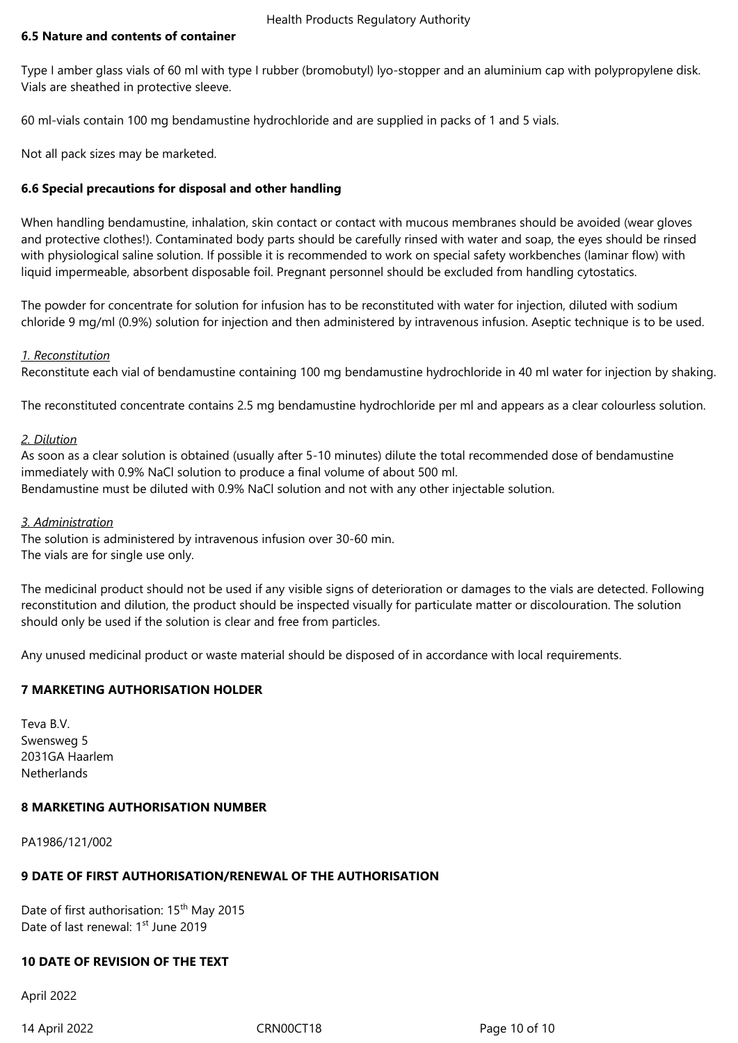### 6.5 Nature and contents of container

Type I amber glass vials of 60 ml with type I rubber (bromobutyl) lyo-stopper and an aluminium cap with polypropylene disk. Vials are sheathed in protective sleeve.

60 ml-vials contain 100 mg bendamustine hydrochloride and are supplied in packs of 1 and 5 vials.

Not all pack sizes may be marketed.

### 6.6 Special precautions for disposal and other handling

When handling bendamustine, inhalation, skin contact or contact with mucous membranes should be avoided (wear gloves and protective clothes!). Contaminated body parts should be carefully rinsed with water and soap, the eyes should be rinsed with physiological saline solution. If possible it is recommended to work on special safety workbenches (laminar flow) with liquid impermeable, absorbent disposable foil. Pregnant personnel should be excluded from handling cytostatics.

The powder for concentrate for solution for infusion has to be reconstituted with water for injection, diluted with sodium chloride 9 mg/ml (0.9%) solution for injection and then administered by intravenous infusion. Aseptic technique is to be used.

*1. Reconstitution*
Reconstitute each vial of bendamustine containing 100 mg bendamustine hydrochloride in 40 ml water for injection by shaking.

The reconstituted concentrate contains 2.5 mg bendamustine hydrochloride per ml and appears as a clear colourless solution.

*2. Dilution*
As soon as a clear solution is obtained (usually after 5-10 minutes) dilute the total recommended dose of bendamustine immediately with 0.9% NaCl solution to produce a final volume of about 500 ml.
Bendamustine must be diluted with 0.9% NaCl solution and not with any other injectable solution.

*3. Administration*
The solution is administered by intravenous infusion over 30-60 min.
The vials are for single use only.

The medicinal product should not be used if any visible signs of deterioration or damages to the vials are detected. Following reconstitution and dilution, the product should be inspected visually for particulate matter or discolouration. The solution should only be used if the solution is clear and free from particles.

Any unused medicinal product or waste material should be disposed of in accordance with local requirements.

## 7 MARKETING AUTHORISATION HOLDER

Teva B.V.
Swensweg 5
2031GA Haarlem
Netherlands

## 8 MARKETING AUTHORISATION NUMBER

PA1986/121/002

## 9 DATE OF FIRST AUTHORISATION/RENEWAL OF THE AUTHORISATION

Date of first authorisation: 15th May 2015
Date of last renewal: 1st June 2019

## 10 DATE OF REVISION OF THE TEXT

April 2022